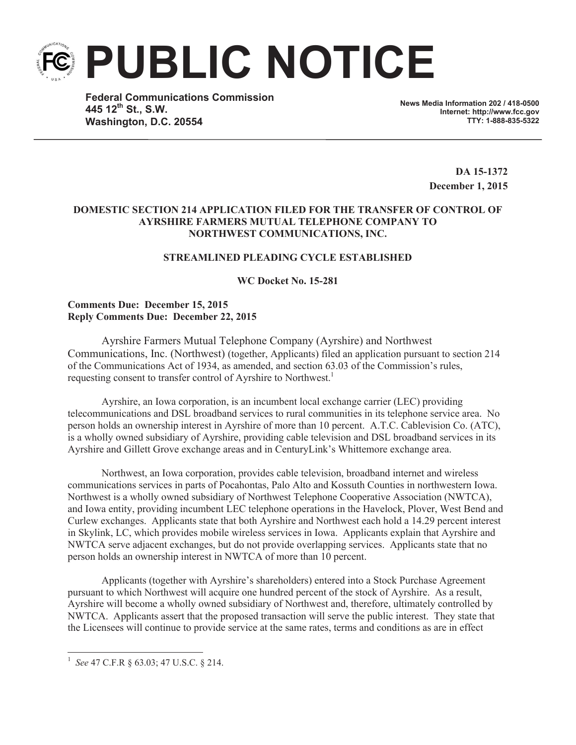# PUBLIC NOTICE

**Federal Communications Commission**
**445 12th St., S.W.**
**Washington, D.C. 20554**

**News Media Information 202 / 418-0500**
**Internet: http://www.fcc.gov**
**TTY: 1-888-835-5322**

**DA 15-1372**
**December 1, 2015**

**DOMESTIC SECTION 214 APPLICATION FILED FOR THE TRANSFER OF CONTROL OF AYRSHIRE FARMERS MUTUAL TELEPHONE COMPANY TO NORTHWEST COMMUNICATIONS, INC.**

**STREAMLINED PLEADING CYCLE ESTABLISHED**

**WC Docket No. 15-281**

**Comments Due: December 15, 2015**
**Reply Comments Due: December 22, 2015**

Ayrshire Farmers Mutual Telephone Company (Ayrshire) and Northwest Communications, Inc. (Northwest) (together, Applicants) filed an application pursuant to section 214 of the Communications Act of 1934, as amended, and section 63.03 of the Commission's rules, requesting consent to transfer control of Ayrshire to Northwest.[1]

Ayrshire, an Iowa corporation, is an incumbent local exchange carrier (LEC) providing telecommunications and DSL broadband services to rural communities in its telephone service area. No person holds an ownership interest in Ayrshire of more than 10 percent. A.T.C. Cablevision Co. (ATC), is a wholly owned subsidiary of Ayrshire, providing cable television and DSL broadband services in its Ayrshire and Gillett Grove exchange areas and in CenturyLink's Whittemore exchange area.

Northwest, an Iowa corporation, provides cable television, broadband internet and wireless communications services in parts of Pocahontas, Palo Alto and Kossuth Counties in northwestern Iowa. Northwest is a wholly owned subsidiary of Northwest Telephone Cooperative Association (NWTCA), and Iowa entity, providing incumbent LEC telephone operations in the Havelock, Plover, West Bend and Curlew exchanges. Applicants state that both Ayrshire and Northwest each hold a 14.29 percent interest in Skylink, LC, which provides mobile wireless services in Iowa. Applicants explain that Ayrshire and NWTCA serve adjacent exchanges, but do not provide overlapping services. Applicants state that no person holds an ownership interest in NWTCA of more than 10 percent.

Applicants (together with Ayrshire's shareholders) entered into a Stock Purchase Agreement pursuant to which Northwest will acquire one hundred percent of the stock of Ayrshire. As a result, Ayrshire will become a wholly owned subsidiary of Northwest and, therefore, ultimately controlled by NWTCA. Applicants assert that the proposed transaction will serve the public interest. They state that the Licensees will continue to provide service at the same rates, terms and conditions as are in effect

[1] *See* 47 C.F.R § 63.03; 47 U.S.C. § 214.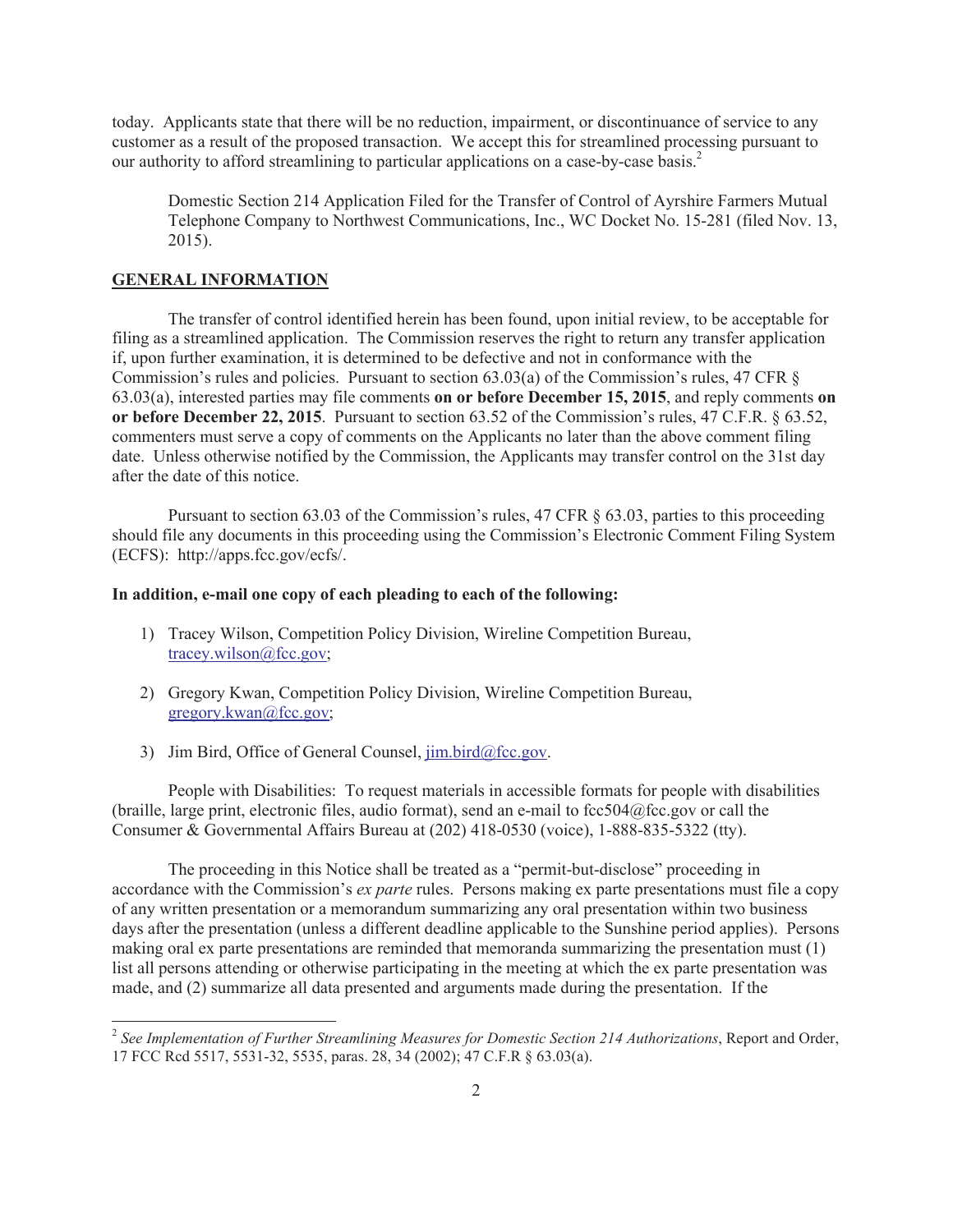today. Applicants state that there will be no reduction, impairment, or discontinuance of service to any customer as a result of the proposed transaction. We accept this for streamlined processing pursuant to our authority to afford streamlining to particular applications on a case-by-case basis.[2]

> Domestic Section 214 Application Filed for the Transfer of Control of Ayrshire Farmers Mutual Telephone Company to Northwest Communications, Inc., WC Docket No. 15-281 (filed Nov. 13, 2015).

**GENERAL INFORMATION**

The transfer of control identified herein has been found, upon initial review, to be acceptable for filing as a streamlined application. The Commission reserves the right to return any transfer application if, upon further examination, it is determined to be defective and not in conformance with the Commission's rules and policies. Pursuant to section 63.03(a) of the Commission's rules, 47 CFR § 63.03(a), interested parties may file comments **on or before December 15, 2015**, and reply comments **on or before December 22, 2015**. Pursuant to section 63.52 of the Commission's rules, 47 C.F.R. § 63.52, commenters must serve a copy of comments on the Applicants no later than the above comment filing date. Unless otherwise notified by the Commission, the Applicants may transfer control on the 31st day after the date of this notice.

Pursuant to section 63.03 of the Commission's rules, 47 CFR § 63.03, parties to this proceeding should file any documents in this proceeding using the Commission's Electronic Comment Filing System (ECFS): http://apps.fcc.gov/ecfs/.

**In addition, e-mail one copy of each pleading to each of the following:**

1) Tracey Wilson, Competition Policy Division, Wireline Competition Bureau, tracey.wilson@fcc.gov;
2) Gregory Kwan, Competition Policy Division, Wireline Competition Bureau, gregory.kwan@fcc.gov;
3) Jim Bird, Office of General Counsel, jim.bird@fcc.gov.

People with Disabilities: To request materials in accessible formats for people with disabilities (braille, large print, electronic files, audio format), send an e-mail to fcc504@fcc.gov or call the Consumer & Governmental Affairs Bureau at (202) 418-0530 (voice), 1-888-835-5322 (tty).

The proceeding in this Notice shall be treated as a "permit-but-disclose" proceeding in accordance with the Commission's *ex parte* rules. Persons making ex parte presentations must file a copy of any written presentation or a memorandum summarizing any oral presentation within two business days after the presentation (unless a different deadline applicable to the Sunshine period applies). Persons making oral ex parte presentations are reminded that memoranda summarizing the presentation must (1) list all persons attending or otherwise participating in the meeting at which the ex parte presentation was made, and (2) summarize all data presented and arguments made during the presentation. If the

---

[2] *See Implementation of Further Streamlining Measures for Domestic Section 214 Authorizations*, Report and Order, 17 FCC Rcd 5517, 5531-32, 5535, paras. 28, 34 (2002); 47 C.F.R § 63.03(a).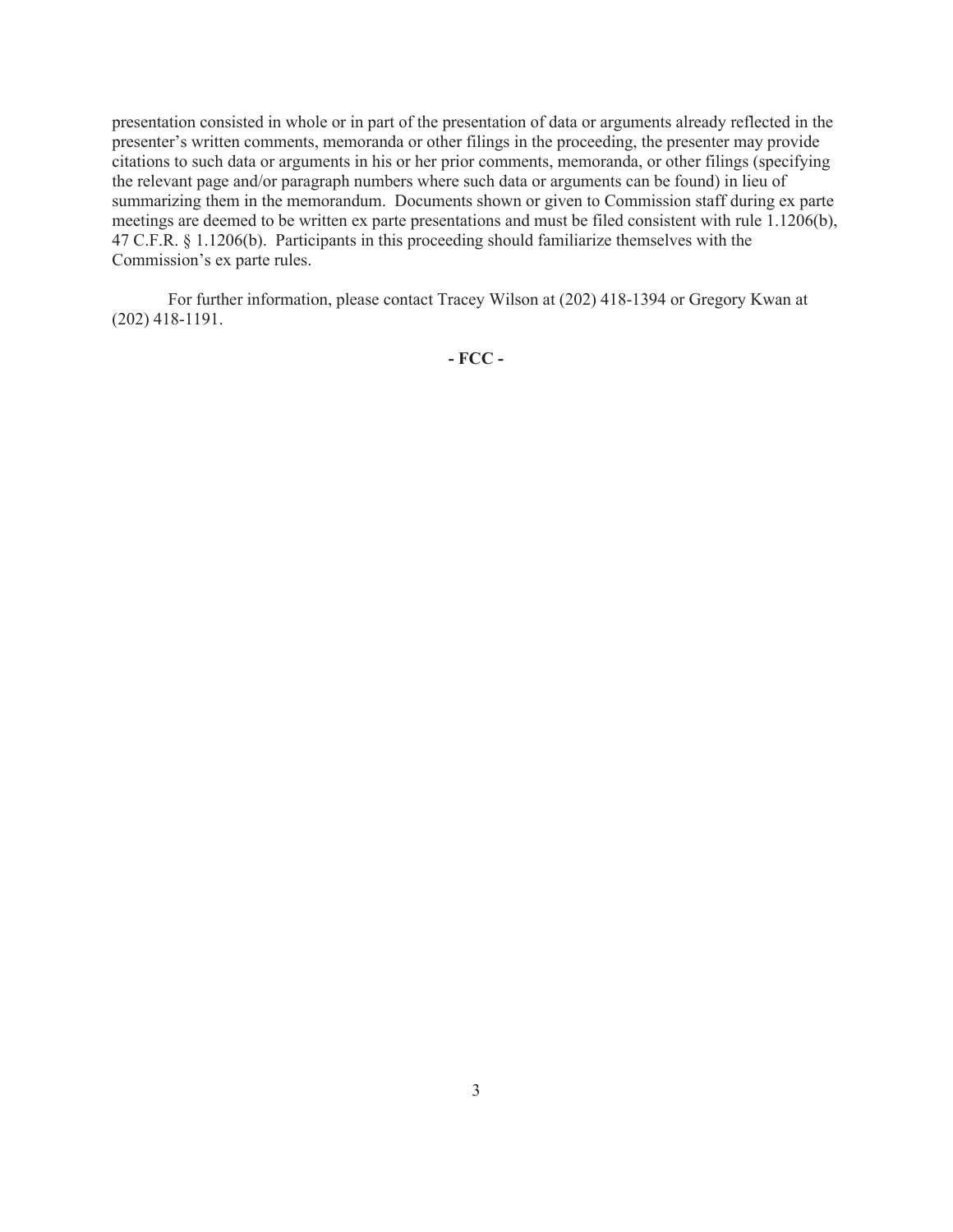presentation consisted in whole or in part of the presentation of data or arguments already reflected in the presenter's written comments, memoranda or other filings in the proceeding, the presenter may provide citations to such data or arguments in his or her prior comments, memoranda, or other filings (specifying the relevant page and/or paragraph numbers where such data or arguments can be found) in lieu of summarizing them in the memorandum. Documents shown or given to Commission staff during ex parte meetings are deemed to be written ex parte presentations and must be filed consistent with rule 1.1206(b), 47 C.F.R. § 1.1206(b). Participants in this proceeding should familiarize themselves with the Commission's ex parte rules.

For further information, please contact Tracey Wilson at (202) 418-1394 or Gregory Kwan at (202) 418-1191.

**- FCC -**